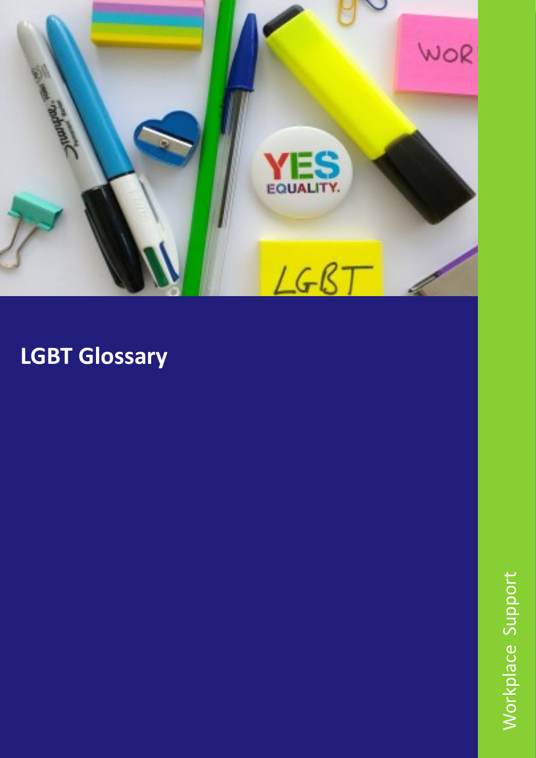# LGBT Glossary

Workplace Support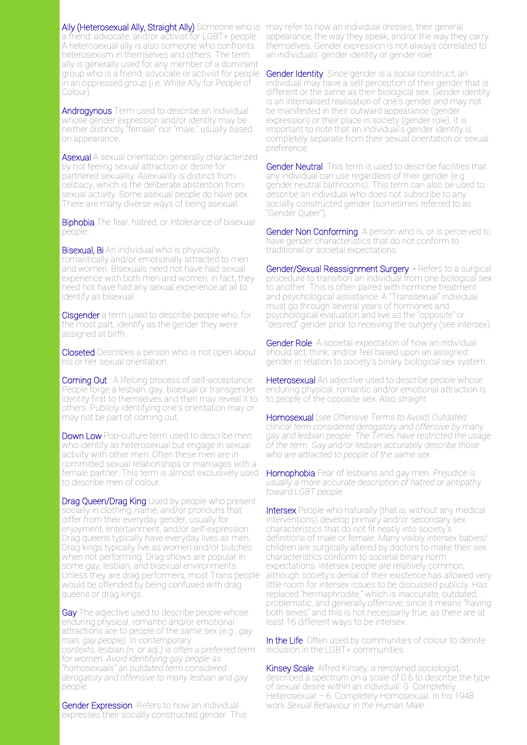**Ally (Heterosexual Ally, Straight Ally)** Someone who is a friend, advocate, and/or activist for LGBT+ people. A heterosexual ally is also someone who confronts heterosexism in themselves and others. The term ally is generally used for any member of a dominant group who is a friend, advocate or activist for people in an oppressed group (i.e. White Ally for People of Colour).

**Androgynous** Term used to describe an individual whose gender expression and/or identity may be neither distinctly "female" nor "male," usually based on appearance.

**Asexual** A sexual orientation generally characterized by not feeling sexual attraction or desire for partnered sexuality. Asexuality is distinct from celibacy, which is the deliberate abstention from sexual activity. Some asexual people do have sex. There are many diverse ways of being asexual.

**Biphobia** The fear, hatred, or intolerance of bisexual people.

**Bisexual, Bi** An individual who is physically, romantically and/or emotionally attracted to men and women. Bisexuals need not have had sexual experience with both men and women; in fact, they need not have had any sexual experience at all to identify as bisexual.

**Cisgender** a term used to describe people who, for the most part, identify as the gender they were assigned at birth.

**Closeted** Describes a person who is not open about his or her sexual orientation.

**Coming Out** A lifelong process of self-acceptance. People forge a lesbian, gay, bisexual or transgender identity first to themselves and then may reveal it to others. Publicly identifying one's orientation may or may not be part of coming out.

**Down Low** Pop-culture term used to describe men who identify as heterosexual but engage in sexual activity with other men. Often these men are in committed sexual relationships or marriages with a female partner. This term is almost exclusively used to describe men of colour.

**Drag Queen/Drag King** Used by people who present socially in clothing, name, and/or pronouns that differ from their everyday gender, usually for enjoyment, entertainment, and/or self-expression. Drag queens typically have everyday lives as men. Drag kings typically live as women and/or butches when not performing. Drag shows are popular in some gay, lesbian, and bisexual environments. Unless they are drag performers, most Trans people would be offended by being confused with drag queens or drag kings.

**Gay** The adjective used to describe people whose enduring physical, romantic and/or emotional attractions are to people of the same sex (e.g., *gay man, gay people). In contemporary contexts, lesbian (n. or adj.) is often a preferred term for women. Avoid identifying gay people as "homosexuals" an outdated term considered derogatory and offensive to many lesbian and gay people.*

**Gender Expression** Refers to how an individual expresses their socially constructed gender. This may refer to how an individual dresses, their general appearance, the way they speak, and/or the way they carry themselves. Gender expression is not always correlated to an individuals' gender identity or gender role.

**Gender Identity** Since gender is a social construct, an individual may have a self perception of their gender that is different or the same as their biological sex. Gender identity is an internalised realisation of one's gender and may not be manifested in their outward appearance (gender expression) or their place in society (gender role). It is important to note that an individual's gender identity is completely separate from their sexual orientation or sexual preference.

**Gender Neutral** This term is used to describe facilities that any individual can use regardless of their gender (e.g. gender neutral bathrooms). This term can also be used to describe an individual who does not subscribe to any socially constructed gender (sometimes referred to as "Gender Queer").

**Gender Non Conforming** A person who is, or is perceived to have gender characteristics that do not conform to traditional or societal expectations.

**Gender/Sexual Reassignment Surgery** - Refers to a surgical procedure to transition an individual from one biological sex to another. This is often paired with hormone treatment and psychological assistance. A "Transsexual" individual must go through several years of hormones and psychological evaluation and live as the "opposite" or "desired" gender prior to receiving the surgery (see intersex).

**Gender Role** A societal expectation of how an individual should act, think, and/or feel based upon an assigned gender in relation to society's binary biological sex system.

**Heterosexual** An adjective used to describe people whose enduring physical, romantic and/or emotional attraction is to people of the opposite sex. Also *straight.*

**Homosexual** (*see Offensive Terms to Avoid) Outdated clinical term considered derogatory and offensive by many gay and lesbian people. The Times have restricted the usage of the term. Gay and/or lesbian accurately describe those who are attracted to people of the same sex.*

**Homophobia** Fear of lesbians and gay men. *Prejudice is usually a more accurate description of hatred or antipathy toward LGBT people.*

**Intersex** People who naturally (that is, without any medical interventions) develop primary and/or secondary sex characteristics that do not fit neatly into society's definitions of male or female. Many visibly intersex babies/children are surgically altered by doctors to make their sex characteristics conform to societal binary norm expectations. Intersex people are relatively common, although society's denial of their existence has allowed very little room for intersex issues to be discussed publicly. Has replaced "hermaphrodite," which is inaccurate, outdated, problematic, and generally offensive, since it means "having both sexes" and this is not necessarily true, as there are at least 16 different ways to be intersex.

**In the Life** Often used by communities of colour to denote inclusion in the LGBT+ communities.

**Kinsey Scale** Alfred Kinsey, a renowned sociologist, described a spectrum on a scale of 0 6 to describe the type of sexual desire within an individual. 0 Completely Heterosexual – 6: Completely Homosexual. In his 1948 work *Sexual Behaviour in the Human Male.*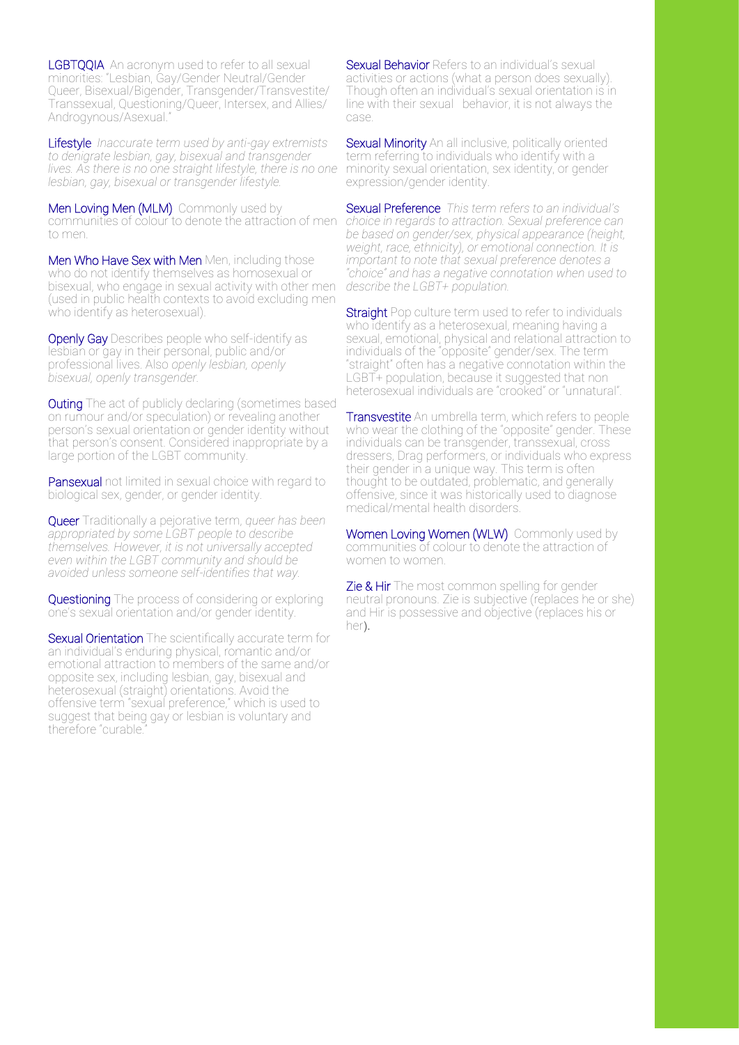**LGBTQQIA** An acronym used to refer to all sexual minorities: "Lesbian, Gay/Gender Neutral/Gender Queer, Bisexual/Bigender, Transgender/Transvestite/ Transsexual, Questioning/Queer, Intersex, and Allies/ Androgynous/Asexual."

**Lifestyle** *Inaccurate term used by anti-gay extremists to denigrate lesbian, gay, bisexual and transgender lives. As there is no one straight lifestyle, there is no one lesbian, gay, bisexual or transgender lifestyle.*

**Men Loving Men (MLM)** Commonly used by communities of colour to denote the attraction of men to men.

**Men Who Have Sex with Men** Men, including those who do not identify themselves as homosexual or bisexual, who engage in sexual activity with other men (used in public health contexts to avoid excluding men who identify as heterosexual).

**Openly Gay** Describes people who self-identify as lesbian or gay in their personal, public and/or professional lives. Also *openly lesbian, openly bisexual, openly transgender.*

**Outing** The act of publicly declaring (sometimes based on rumour and/or speculation) or revealing another person's sexual orientation or gender identity without that person's consent. Considered inappropriate by a large portion of the LGBT community.

**Pansexual** not limited in sexual choice with regard to biological sex, gender, or gender identity.

**Queer** Traditionally a pejorative term, *queer has been appropriated by some LGBT people to describe themselves. However, it is not universally accepted even within the LGBT community and should be avoided unless someone self-identifies that way.*

**Questioning** The process of considering or exploring one's sexual orientation and/or gender identity.

**Sexual Orientation** The scientifically accurate term for an individual's enduring physical, romantic and/or emotional attraction to members of the same and/or opposite sex, including lesbian, gay, bisexual and heterosexual (straight) orientations. Avoid the offensive term "sexual preference," which is used to suggest that being gay or lesbian is voluntary and therefore "curable."

**Sexual Behavior** Refers to an individual's sexual activities or actions (what a person does sexually). Though often an individual's sexual orientation is in line with their sexual behavior, it is not always the case.

**Sexual Minority** An all inclusive, politically oriented term referring to individuals who identify with a minority sexual orientation, sex identity, or gender expression/gender identity.

**Sexual Preference** *This term refers to an individual's choice in regards to attraction. Sexual preference can be based on gender/sex, physical appearance (height, weight, race, ethnicity), or emotional connection. It is important to note that sexual preference denotes a "choice" and has a negative connotation when used to describe the LGBT+ population.*

**Straight** Pop culture term used to refer to individuals who identify as a heterosexual, meaning having a sexual, emotional, physical and relational attraction to individuals of the "opposite" gender/sex. The term "straight" often has a negative connotation within the LGBT+ population, because it suggested that non heterosexual individuals are "crooked" or "unnatural".

**Transvestite** An umbrella term, which refers to people who wear the clothing of the "opposite" gender. These individuals can be transgender, transsexual, cross dressers, Drag performers, or individuals who express their gender in a unique way. This term is often thought to be outdated, problematic, and generally offensive, since it was historically used to diagnose medical/mental health disorders.

**Women Loving Women (WLW)** Commonly used by communities of colour to denote the attraction of women to women.

**Zie & Hir** The most common spelling for gender neutral pronouns. Zie is subjective (replaces he or she) and Hir is possessive and objective (replaces his or her).